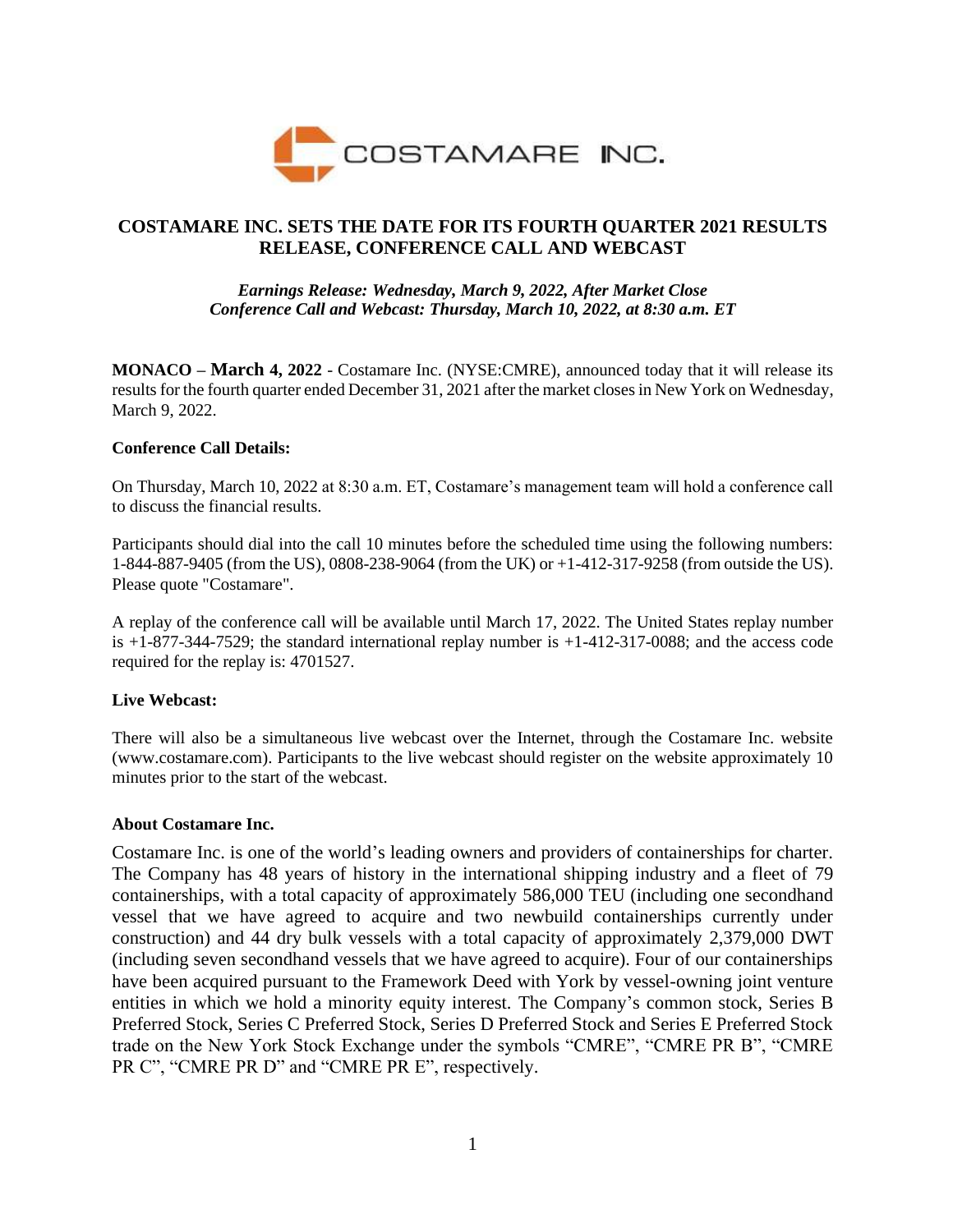COSTAMARE INC.

# COSTAMARE INC. SETS THE DATE FOR ITS FOURTH QUARTER 2021 RESULTS RELEASE, CONFERENCE CALL AND WEBCAST

*Earnings Release: Wednesday, March 9, 2022, After Market Close*
*Conference Call and Webcast: Thursday, March 10, 2022, at 8:30 a.m. ET*

**MONACO – March 4, 2022** - Costamare Inc. (NYSE:CMRE), announced today that it will release its results for the fourth quarter ended December 31, 2021 after the market closes in New York on Wednesday, March 9, 2022.

**Conference Call Details:**

On Thursday, March 10, 2022 at 8:30 a.m. ET, Costamare's management team will hold a conference call to discuss the financial results.

Participants should dial into the call 10 minutes before the scheduled time using the following numbers: 1-844-887-9405 (from the US), 0808-238-9064 (from the UK) or +1-412-317-9258 (from outside the US). Please quote "Costamare".

A replay of the conference call will be available until March 17, 2022. The United States replay number is +1-877-344-7529; the standard international replay number is +1-412-317-0088; and the access code required for the replay is: 4701527.

**Live Webcast:**

There will also be a simultaneous live webcast over the Internet, through the Costamare Inc. website (www.costamare.com). Participants to the live webcast should register on the website approximately 10 minutes prior to the start of the webcast.

**About Costamare Inc.**

Costamare Inc. is one of the world's leading owners and providers of containerships for charter. The Company has 48 years of history in the international shipping industry and a fleet of 79 containerships, with a total capacity of approximately 586,000 TEU (including one secondhand vessel that we have agreed to acquire and two newbuild containerships currently under construction) and 44 dry bulk vessels with a total capacity of approximately 2,379,000 DWT (including seven secondhand vessels that we have agreed to acquire). Four of our containerships have been acquired pursuant to the Framework Deed with York by vessel-owning joint venture entities in which we hold a minority equity interest. The Company's common stock, Series B Preferred Stock, Series C Preferred Stock, Series D Preferred Stock and Series E Preferred Stock trade on the New York Stock Exchange under the symbols "CMRE", "CMRE PR B", "CMRE PR C", "CMRE PR D" and "CMRE PR E", respectively.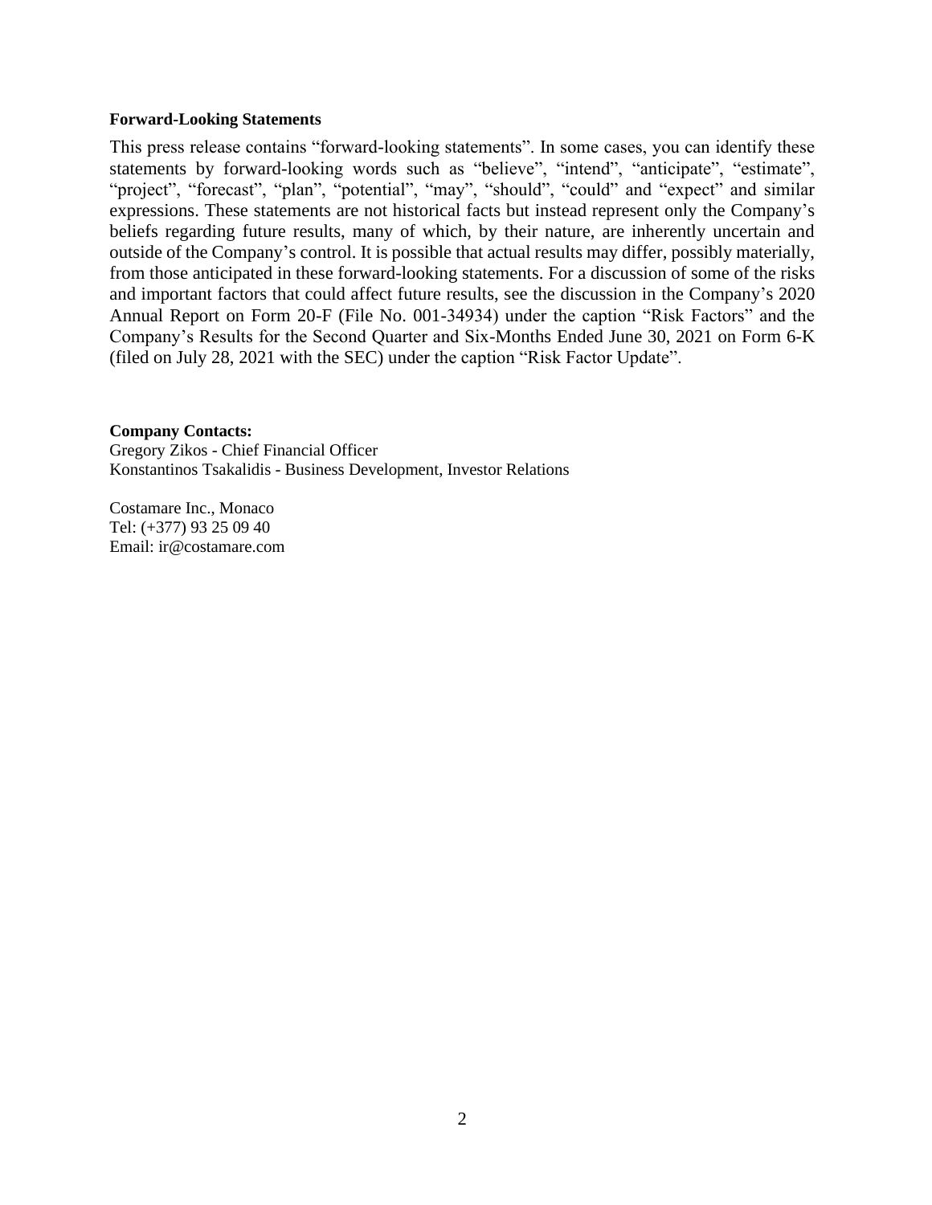**Forward-Looking Statements**

This press release contains "forward-looking statements". In some cases, you can identify these statements by forward-looking words such as "believe", "intend", "anticipate", "estimate", "project", "forecast", "plan", "potential", "may", "should", "could" and "expect" and similar expressions. These statements are not historical facts but instead represent only the Company's beliefs regarding future results, many of which, by their nature, are inherently uncertain and outside of the Company's control. It is possible that actual results may differ, possibly materially, from those anticipated in these forward-looking statements. For a discussion of some of the risks and important factors that could affect future results, see the discussion in the Company's 2020 Annual Report on Form 20-F (File No. 001-34934) under the caption "Risk Factors" and the Company's Results for the Second Quarter and Six-Months Ended June 30, 2021 on Form 6-K (filed on July 28, 2021 with the SEC) under the caption "Risk Factor Update".

**Company Contacts:**
Gregory Zikos - Chief Financial Officer
Konstantinos Tsakalidis - Business Development, Investor Relations

Costamare Inc., Monaco
Tel: (+377) 93 25 09 40
Email: ir@costamare.com